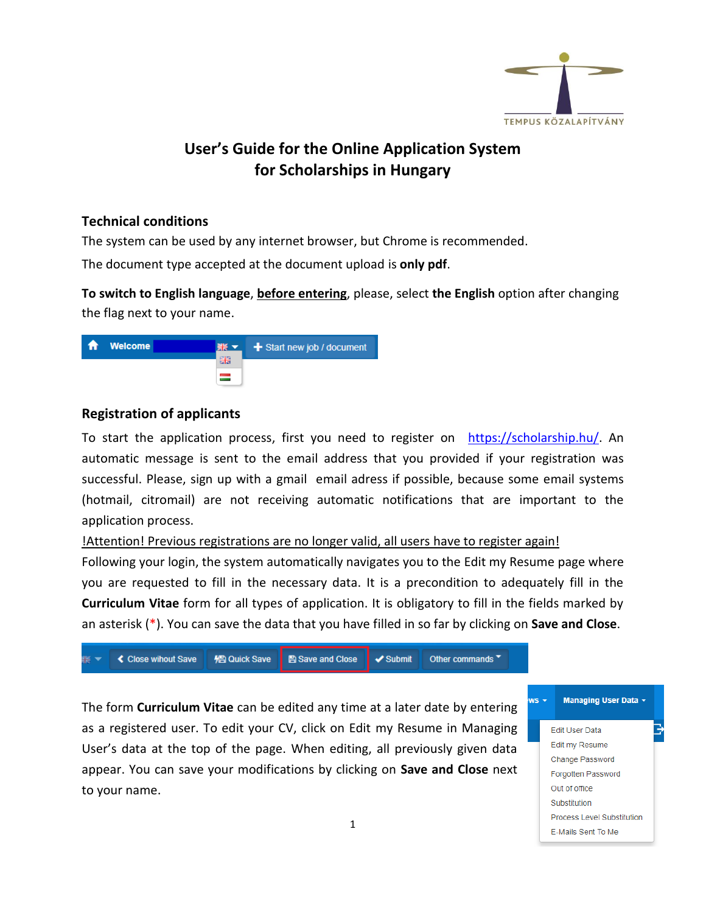# User's Guide for the Online Application System for Scholarships in Hungary

## Technical conditions

The system can be used by any internet browser, but Chrome is recommended.

The document type accepted at the document upload is **only pdf**.

**To switch to English language**, **before entering**, please, select **the English** option after changing the flag next to your name.

## Registration of applicants

To start the application process, first you need to register on https://scholarship.hu/. An automatic message is sent to the email address that you provided if your registration was successful. Please, sign up with a gmail email adress if possible, because some email systems (hotmail, citromail) are not receiving automatic notifications that are important to the application process.

!Attention! Previous registrations are no longer valid, all users have to register again!

Following your login, the system automatically navigates you to the Edit my Resume page where you are requested to fill in the necessary data. It is a precondition to adequately fill in the **Curriculum Vitae** form for all types of application. It is obligatory to fill in the fields marked by an asterisk (*). You can save the data that you have filled in so far by clicking on **Save and Close**.

The form **Curriculum Vitae** can be edited any time at a later date by entering as a registered user. To edit your CV, click on Edit my Resume in Managing User's data at the top of the page. When editing, all previously given data appear. You can save your modifications by clicking on **Save and Close** next to your name.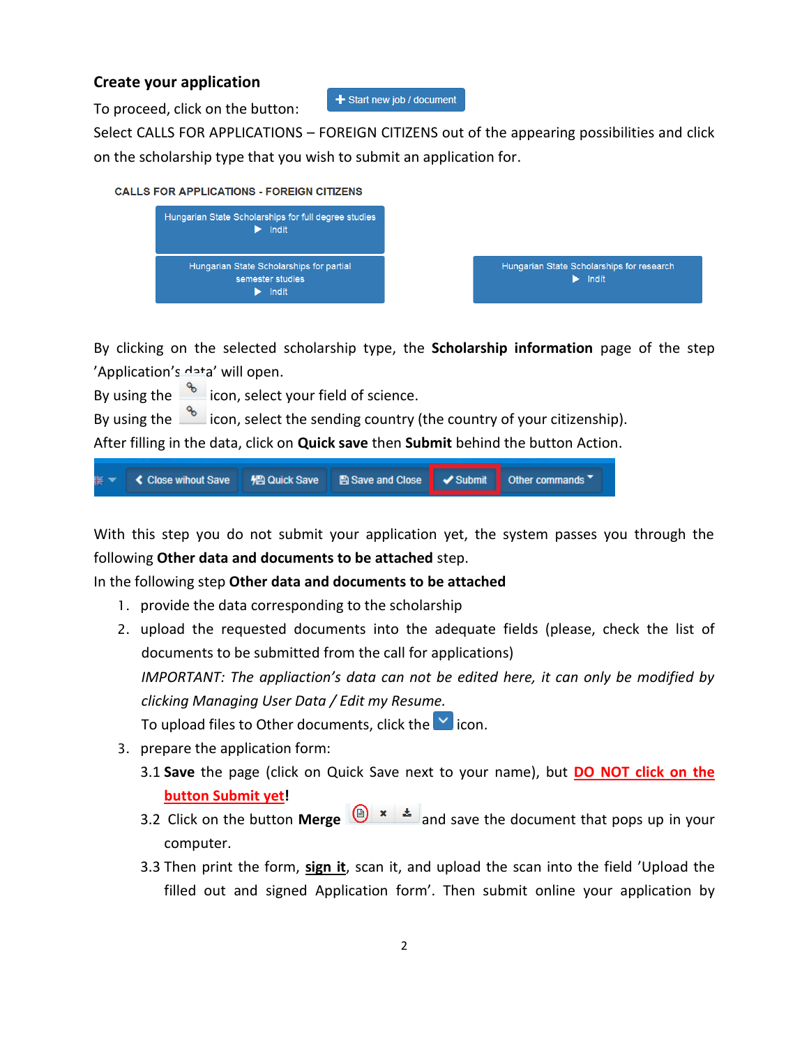## Create your application

To proceed, click on the button: Start new job / document

Select CALLS FOR APPLICATIONS – FOREIGN CITIZENS out of the appearing possibilities and click on the scholarship type that you wish to submit an application for.

CALLS FOR APPLICATIONS - FOREIGN CITIZENS

Hungarian State Scholarships for full degree studies ▶ Indít

Hungarian State Scholarships for partial semester studies ▶ Indít

Hungarian State Scholarships for research ▶ Indít

By clicking on the selected scholarship type, the **Scholarship information** page of the step 'Application's data' will open.

By using the icon, select your field of science.

By using the icon, select the sending country (the country of your citizenship).

After filling in the data, click on **Quick save** then **Submit** behind the button Action.

Close wihout Save | Quick Save | Save and Close | Submit | Other commands

With this step you do not submit your application yet, the system passes you through the following **Other data and documents to be attached** step.

In the following step **Other data and documents to be attached**

1. provide the data corresponding to the scholarship
2. upload the requested documents into the adequate fields (please, check the list of documents to be submitted from the call for applications)
   *IMPORTANT: The appliaction's data can not be edited here, it can only be modified by clicking Managing User Data / Edit my Resume.*
   To upload files to Other documents, click the icon.
3. prepare the application form:
   3.1 **Save** the page (click on Quick Save next to your name), but **DO NOT click on the button Submit yet!**
   3.2 Click on the button **Merge** and save the document that pops up in your computer.
   3.3 Then print the form, **sign it**, scan it, and upload the scan into the field 'Upload the filled out and signed Application form'. Then submit online your application by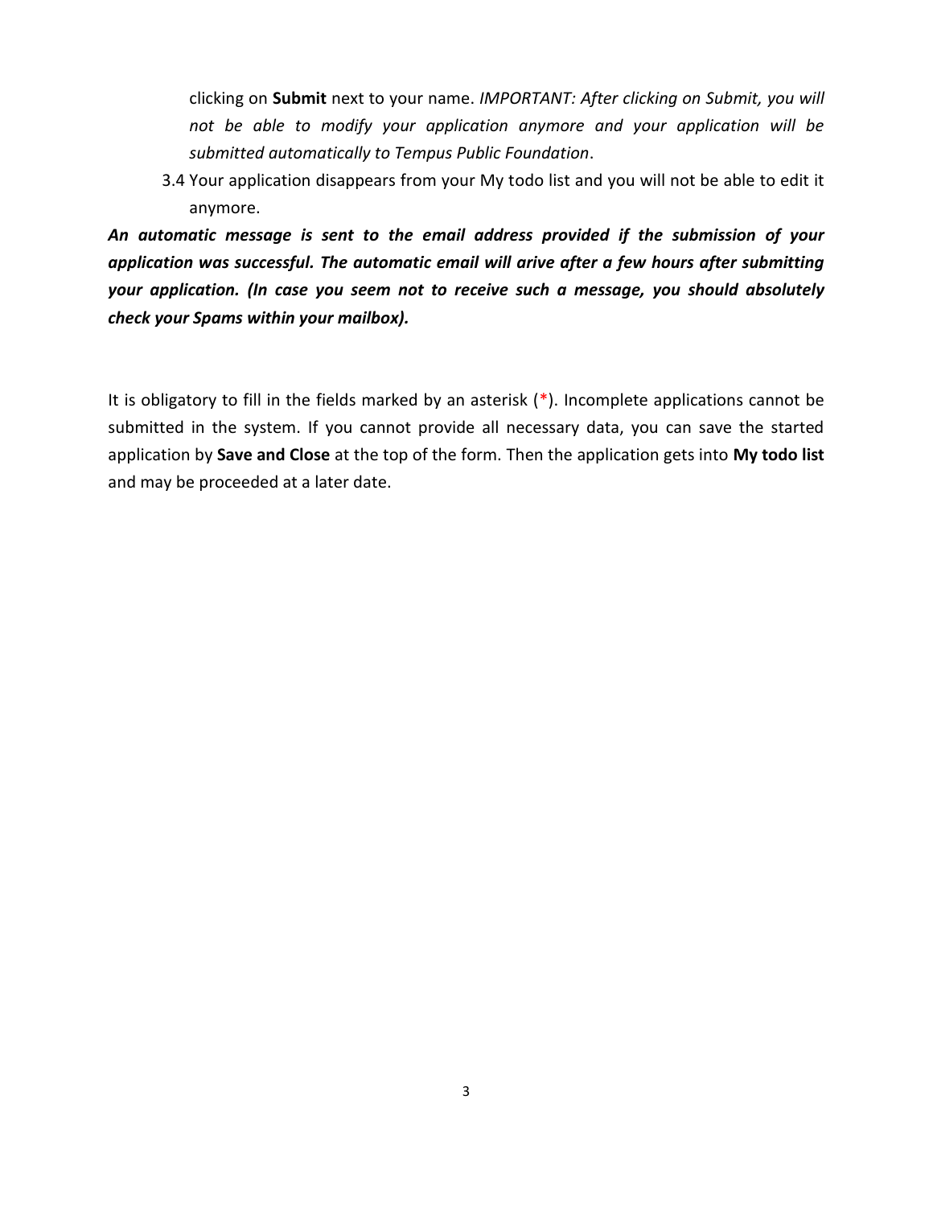clicking on **Submit** next to your name. *IMPORTANT: After clicking on Submit, you will not be able to modify your application anymore and your application will be submitted automatically to Tempus Public Foundation*.

3.4 Your application disappears from your My todo list and you will not be able to edit it anymore.

***An automatic message is sent to the email address provided if the submission of your application was successful. The automatic email will arive after a few hours after submitting your application. (In case you seem not to receive such a message, you should absolutely check your Spams within your mailbox).***

It is obligatory to fill in the fields marked by an asterisk (*). Incomplete applications cannot be submitted in the system. If you cannot provide all necessary data, you can save the started application by **Save and Close** at the top of the form. Then the application gets into **My todo list** and may be proceeded at a later date.